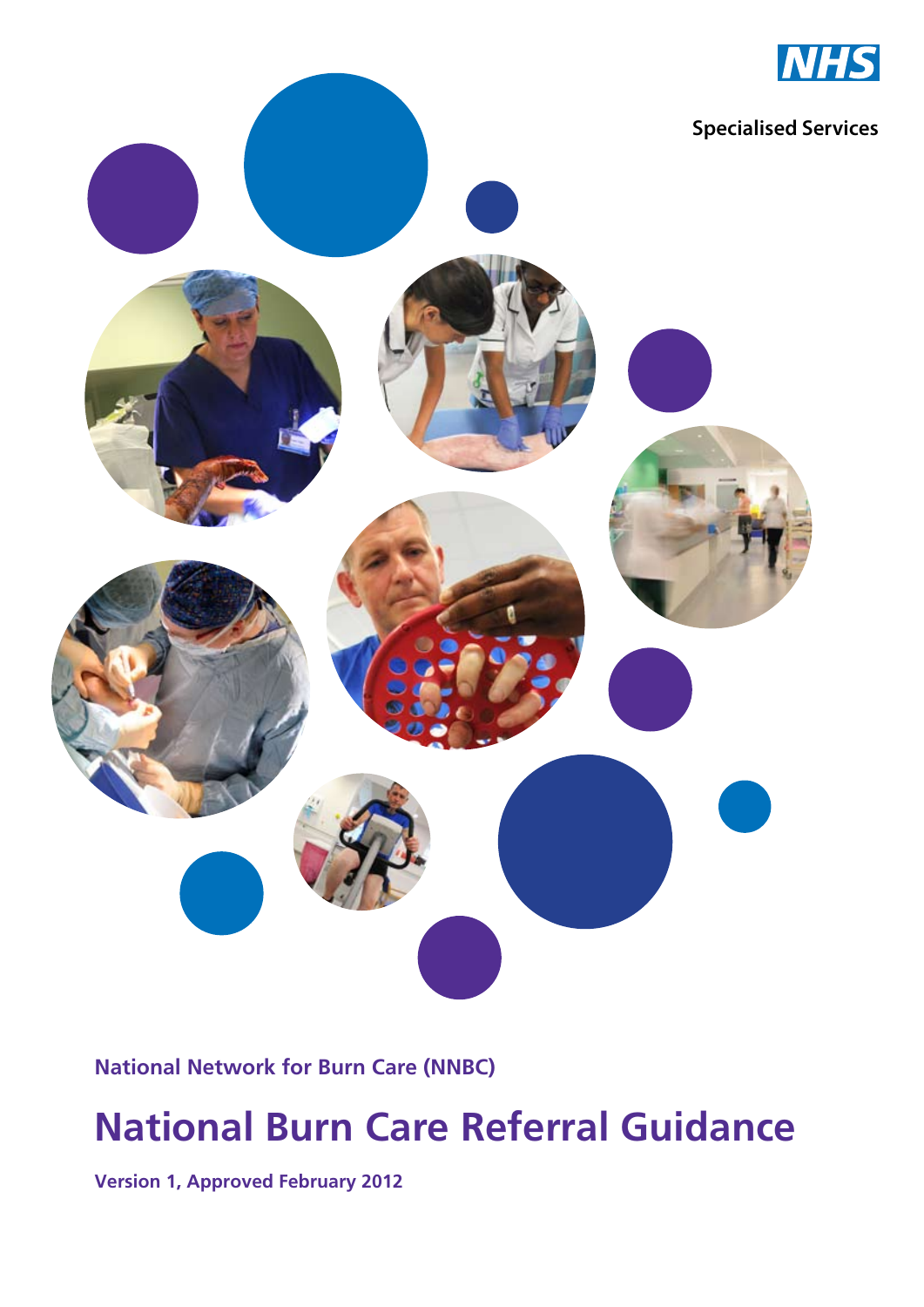NHS

Specialised Services

National Network for Burn Care (NNBC)

# National Burn Care Referral Guidance

**Version 1, Approved February 2012**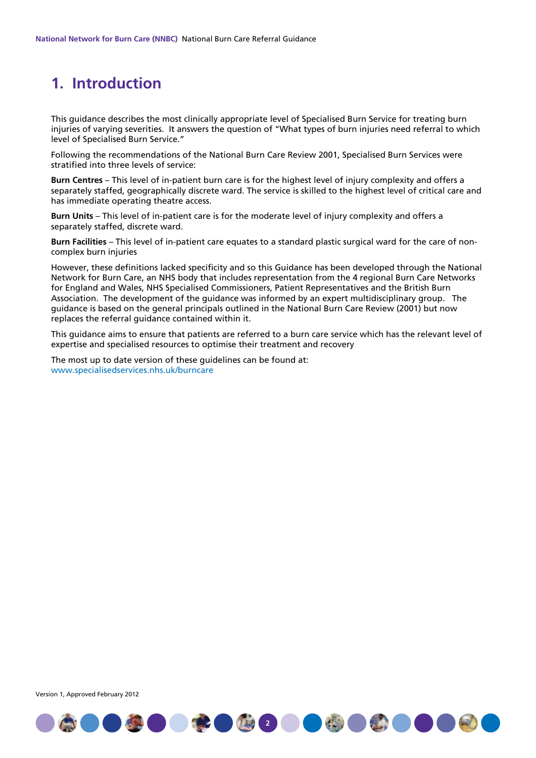# 1. Introduction

This guidance describes the most clinically appropriate level of Specialised Burn Service for treating burn injuries of varying severities. It answers the question of "What types of burn injuries need referral to which level of Specialised Burn Service."

Following the recommendations of the National Burn Care Review 2001, Specialised Burn Services were stratified into three levels of service:

**Burn Centres** – This level of in-patient burn care is for the highest level of injury complexity and offers a separately staffed, geographically discrete ward. The service is skilled to the highest level of critical care and has immediate operating theatre access.

**Burn Units** – This level of in-patient care is for the moderate level of injury complexity and offers a separately staffed, discrete ward.

**Burn Facilities** – This level of in-patient care equates to a standard plastic surgical ward for the care of non-complex burn injuries

However, these definitions lacked specificity and so this Guidance has been developed through the National Network for Burn Care, an NHS body that includes representation from the 4 regional Burn Care Networks for England and Wales, NHS Specialised Commissioners, Patient Representatives and the British Burn Association. The development of the guidance was informed by an expert multidisciplinary group. The guidance is based on the general principals outlined in the National Burn Care Review (2001) but now replaces the referral guidance contained within it.

This guidance aims to ensure that patients are referred to a burn care service which has the relevant level of expertise and specialised resources to optimise their treatment and recovery

The most up to date version of these guidelines can be found at:
www.specialisedservices.nhs.uk/burncare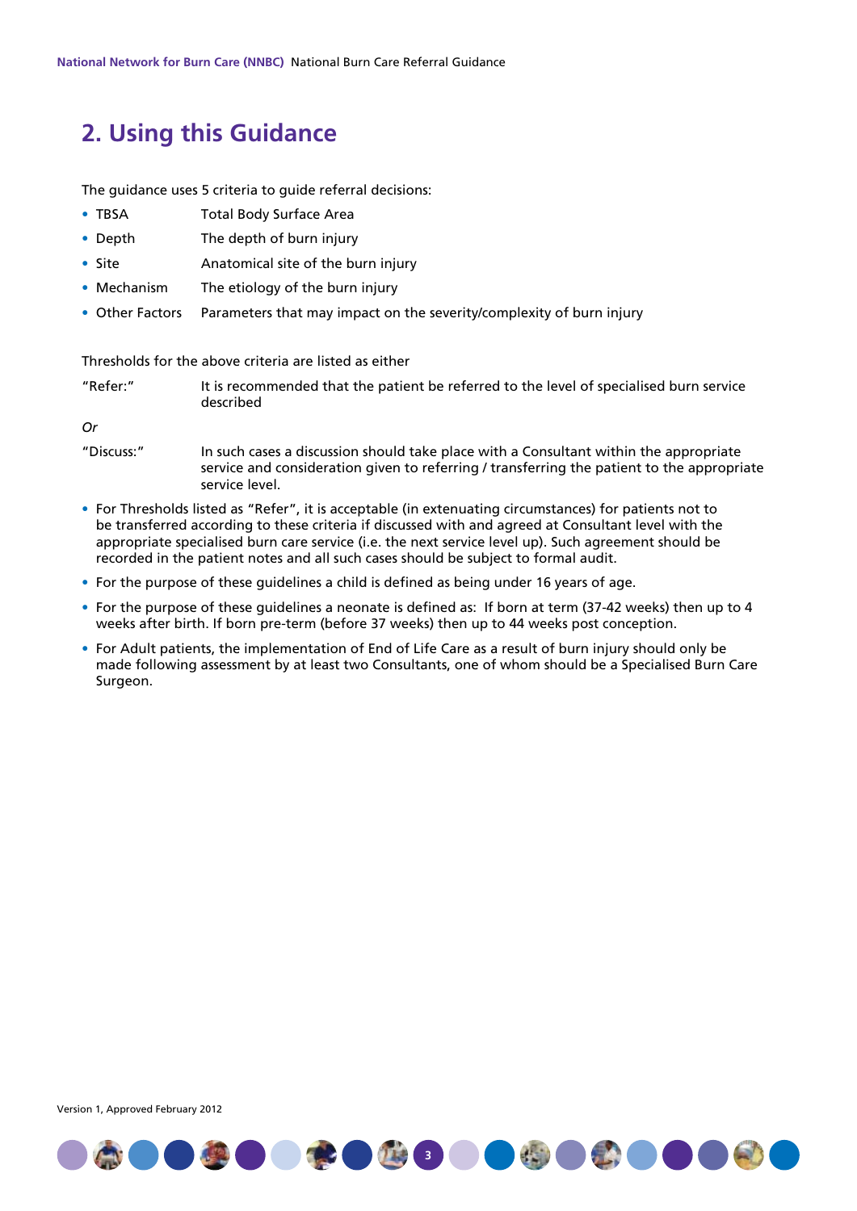## 2. Using this Guidance

The guidance uses 5 criteria to guide referral decisions:

- TBSA — Total Body Surface Area
- Depth — The depth of burn injury
- Site — Anatomical site of the burn injury
- Mechanism — The etiology of the burn injury
- Other Factors — Parameters that may impact on the severity/complexity of burn injury

Thresholds for the above criteria are listed as either

"Refer:" — It is recommended that the patient be referred to the level of specialised burn service described

*Or*

"Discuss:" — In such cases a discussion should take place with a Consultant within the appropriate service and consideration given to referring / transferring the patient to the appropriate service level.

- For Thresholds listed as "Refer", it is acceptable (in extenuating circumstances) for patients not to be transferred according to these criteria if discussed with and agreed at Consultant level with the appropriate specialised burn care service (i.e. the next service level up). Such agreement should be recorded in the patient notes and all such cases should be subject to formal audit.
- For the purpose of these guidelines a child is defined as being under 16 years of age.
- For the purpose of these guidelines a neonate is defined as: If born at term (37-42 weeks) then up to 4 weeks after birth. If born pre-term (before 37 weeks) then up to 44 weeks post conception.
- For Adult patients, the implementation of End of Life Care as a result of burn injury should only be made following assessment by at least two Consultants, one of whom should be a Specialised Burn Care Surgeon.

Version 1, Approved February 2012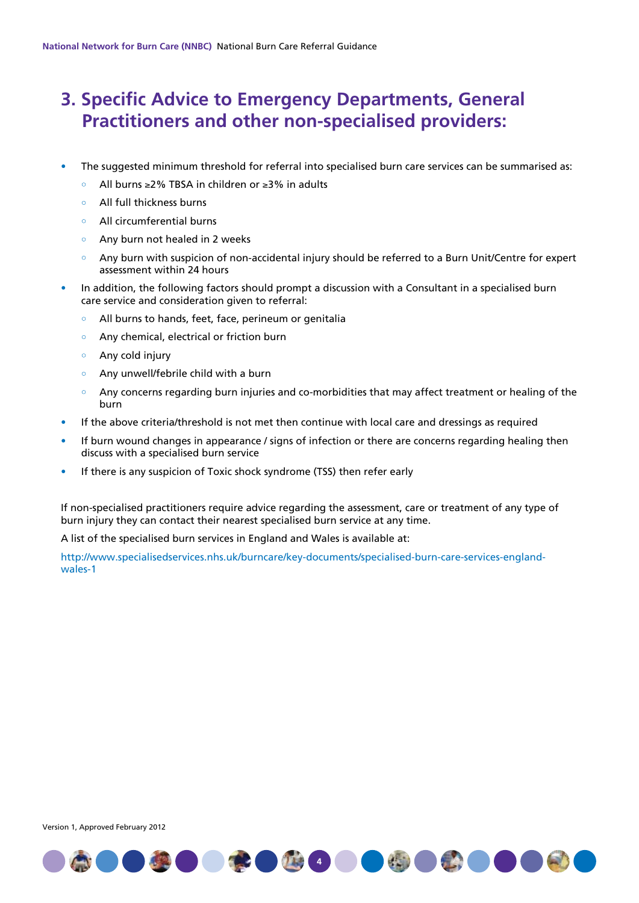# 3. Specific Advice to Emergency Departments, General Practitioners and other non-specialised providers:

- The suggested minimum threshold for referral into specialised burn care services can be summarised as:
  - All burns ≥2% TBSA in children or ≥3% in adults
  - All full thickness burns
  - All circumferential burns
  - Any burn not healed in 2 weeks
  - Any burn with suspicion of non-accidental injury should be referred to a Burn Unit/Centre for expert assessment within 24 hours
- In addition, the following factors should prompt a discussion with a Consultant in a specialised burn care service and consideration given to referral:
  - All burns to hands, feet, face, perineum or genitalia
  - Any chemical, electrical or friction burn
  - Any cold injury
  - Any unwell/febrile child with a burn
  - Any concerns regarding burn injuries and co-morbidities that may affect treatment or healing of the burn
- If the above criteria/threshold is not met then continue with local care and dressings as required
- If burn wound changes in appearance / signs of infection or there are concerns regarding healing then discuss with a specialised burn service
- If there is any suspicion of Toxic shock syndrome (TSS) then refer early

If non-specialised practitioners require advice regarding the assessment, care or treatment of any type of burn injury they can contact their nearest specialised burn service at any time.

A list of the specialised burn services in England and Wales is available at:

http://www.specialisedservices.nhs.uk/burncare/key-documents/specialised-burn-care-services-england-wales-1

Version 1, Approved February 2012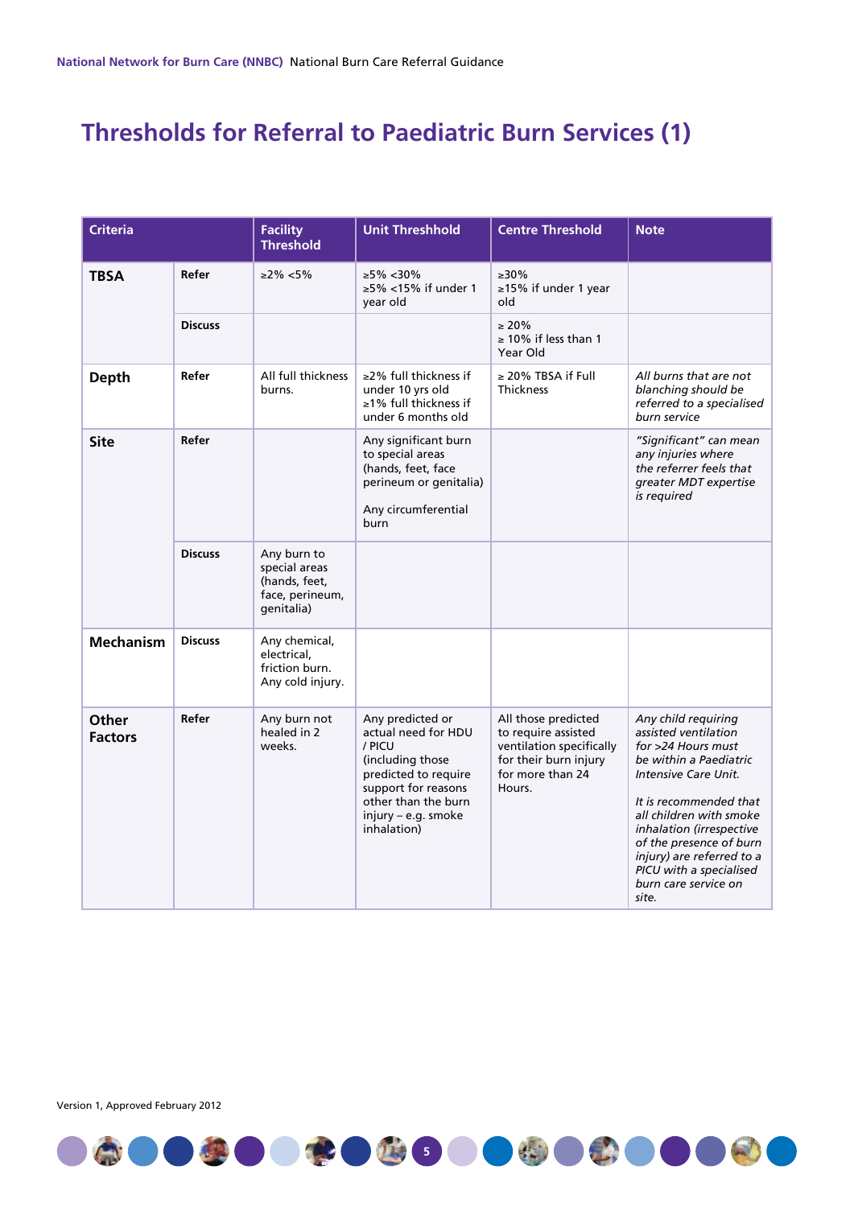# Thresholds for Referral to Paediatric Burn Services (1)

| Criteria | | Facility Threshold | Unit Threshhold | Centre Threshold | Note |
|---|---|---|---|---|---|
| **TBSA** | **Refer** | ≥2% <5% | ≥5% <30%<br>≥5% <15% if under 1 year old | ≥30%<br>≥15% if under 1 year old | |
| | **Discuss** | | | ≥ 20%<br>≥ 10% if less than 1 Year Old | |
| **Depth** | **Refer** | All full thickness burns. | ≥2% full thickness if under 10 yrs old<br>≥1% full thickness if under 6 months old | ≥ 20% TBSA if Full Thickness | *All burns that are not blanching should be referred to a specialised burn service* |
| **Site** | **Refer** | | Any significant burn to special areas (hands, feet, face perineum or genitalia)<br><br>Any circumferential burn | | *"Significant" can mean any injuries where the referrer feels that greater MDT expertise is required* |
| | **Discuss** | Any burn to special areas (hands, feet, face, perineum, genitalia) | | | |
| **Mechanism** | **Discuss** | Any chemical, electrical, friction burn.<br>Any cold injury. | | | |
| **Other Factors** | **Refer** | Any burn not healed in 2 weeks. | Any predicted or actual need for HDU / PICU (including those predicted to require support for reasons other than the burn injury – e.g. smoke inhalation) | All those predicted to require assisted ventilation specifically for their burn injury for more than 24 Hours. | *Any child requiring assisted ventilation for >24 Hours must be within a Paediatric Intensive Care Unit.*<br><br>*It is recommended that all children with smoke inhalation (irrespective of the presence of burn injury) are referred to a PICU with a specialised burn care service on site.* |

Version 1, Approved February 2012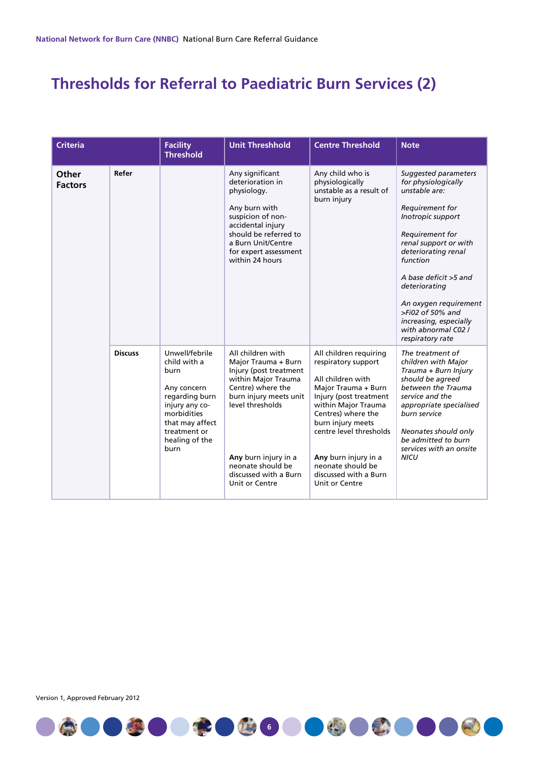# Thresholds for Referral to Paediatric Burn Services (2)

| Criteria | | Facility Threshold | Unit Threshhold | Centre Threshold | Note |
|---|---|---|---|---|---|
| **Other Factors** | **Refer** | | Any significant deterioration in physiology.<br><br>Any burn with suspicion of non-accidental injury should be referred to a Burn Unit/Centre for expert assessment within 24 hours | Any child who is physiologically unstable as a result of burn injury | *Suggested parameters for physiologically unstable are:*<br><br>*Requirement for Inotropic support*<br><br>*Requirement for renal support or with deteriorating renal function*<br><br>*A base deficit >5 and deteriorating*<br><br>*An oxygen requirement >Fi02 of 50% and increasing, especially with abnormal C02 / respiratory rate* |
| | **Discuss** | Unwell/febrile child with a burn<br><br>Any concern regarding burn injury any co-morbidities that may affect treatment or healing of the burn | All children with Major Trauma + Burn Injury (post treatment within Major Trauma Centre) where the burn injury meets unit level thresholds<br><br>**Any** burn injury in a neonate should be discussed with a Burn Unit or Centre | All children requiring respiratory support<br><br>All children with Major Trauma + Burn Injury (post treatment within Major Trauma Centres) where the burn injury meets centre level thresholds<br><br>**Any** burn injury in a neonate should be discussed with a Burn Unit or Centre | *The treatment of children with Major Trauma + Burn Injury should be agreed between the Trauma service and the appropriate specialised burn service*<br><br>*Neonates should only be admitted to burn services with an onsite NICU* |

Version 1, Approved February 2012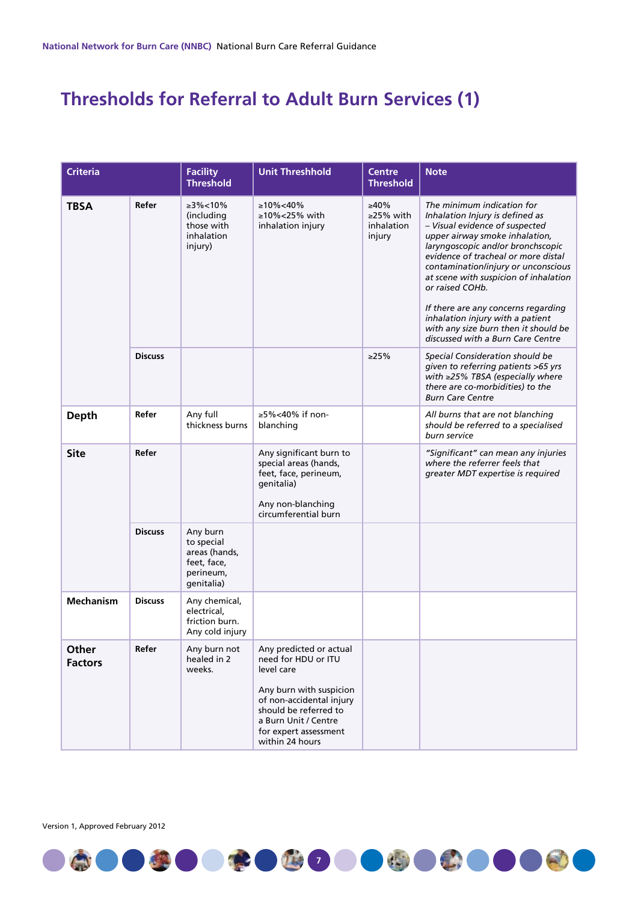# Thresholds for Referral to Adult Burn Services (1)

| Criteria | | Facility Threshold | Unit Threshhold | Centre Threshold | Note |
|---|---|---|---|---|---|
| **TBSA** | **Refer** | ≥3%<10% (including those with inhalation injury) | ≥10%<40%<br>≥10%<25% with inhalation injury | ≥40%<br>≥25% with inhalation injury | *The minimum indication for Inhalation Injury is defined as – Visual evidence of suspected upper airway smoke inhalation, laryngoscopic and/or bronchscopic evidence of tracheal or more distal contamination/injury or unconscious at scene with suspicion of inhalation or raised COHb.*<br><br>*If there are any concerns regarding inhalation injury with a patient with any size burn then it should be discussed with a Burn Care Centre* |
| | **Discuss** | | | ≥25% | *Special Consideration should be given to referring patients >65 yrs with ≥25% TBSA (especially where there are co-morbidities) to the Burn Care Centre* |
| **Depth** | **Refer** | Any full thickness burns | ≥5%<40% if non-blanching | | *All burns that are not blanching should be referred to a specialised burn service* |
| **Site** | **Refer** | | Any significant burn to special areas (hands, feet, face, perineum, genitalia)<br><br>Any non-blanching circumferential burn | | *"Significant" can mean any injuries where the referrer feels that greater MDT expertise is required* |
| | **Discuss** | Any burn to special areas (hands, feet, face, perineum, genitalia) | | | |
| **Mechanism** | **Discuss** | Any chemical, electrical, friction burn. Any cold injury | | | |
| **Other Factors** | **Refer** | Any burn not healed in 2 weeks. | Any predicted or actual need for HDU or ITU level care<br><br>Any burn with suspicion of non-accidental injury should be referred to a Burn Unit / Centre for expert assessment within 24 hours | | |

Version 1, Approved February 2012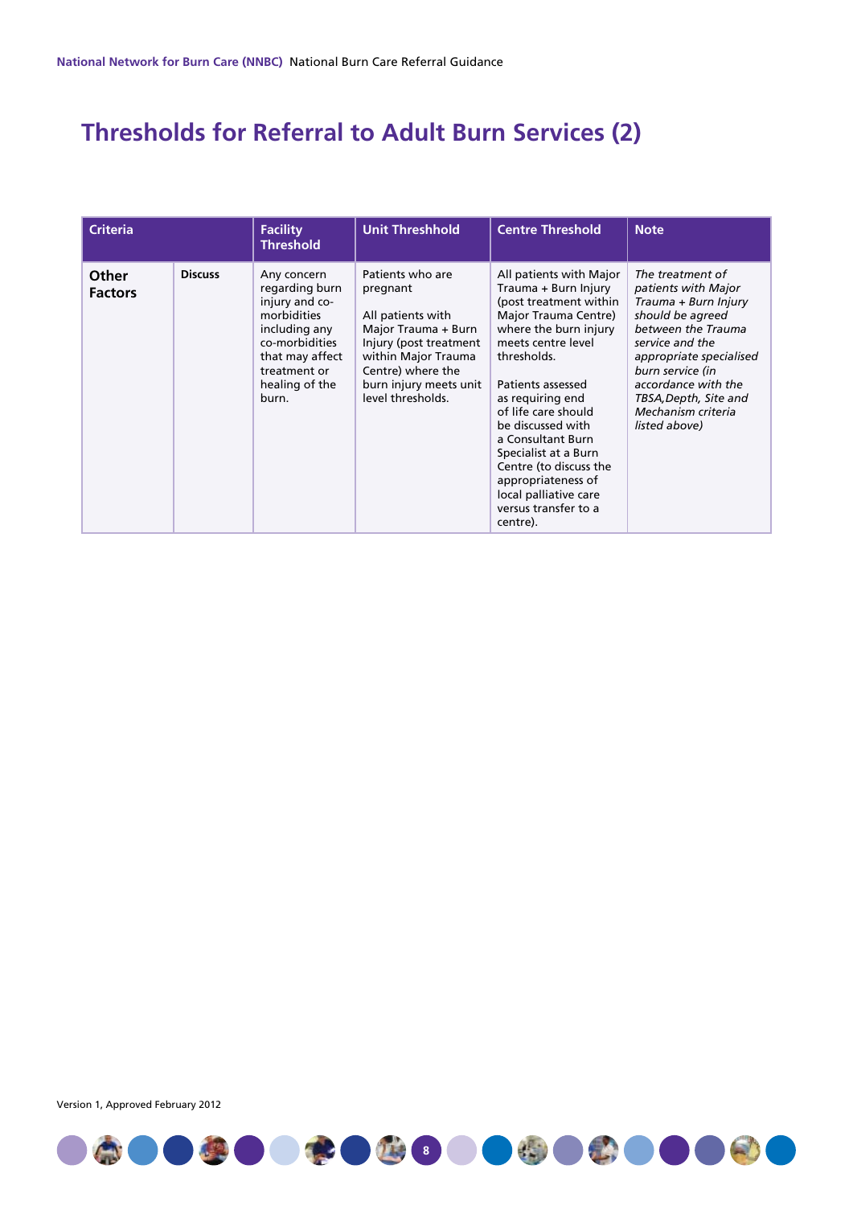# Thresholds for Referral to Adult Burn Services (2)

| Criteria | | Facility Threshold | Unit Threshhold | Centre Threshold | Note |
|---|---|---|---|---|---|
| **Other Factors** | **Discuss** | Any concern regarding burn injury and co-morbidities including any co-morbidities that may affect treatment or healing of the burn. | Patients who are pregnant<br><br>All patients with Major Trauma + Burn Injury (post treatment within Major Trauma Centre) where the burn injury meets unit level thresholds. | All patients with Major Trauma + Burn Injury (post treatment within Major Trauma Centre) where the burn injury meets centre level thresholds.<br><br>Patients assessed as requiring end of life care should be discussed with a Consultant Burn Specialist at a Burn Centre (to discuss the appropriateness of local palliative care versus transfer to a centre). | *The treatment of patients with Major Trauma + Burn Injury should be agreed between the Trauma service and the appropriate specialised burn service (in accordance with the TBSA,Depth, Site and Mechanism criteria listed above)* |

Version 1, Approved February 2012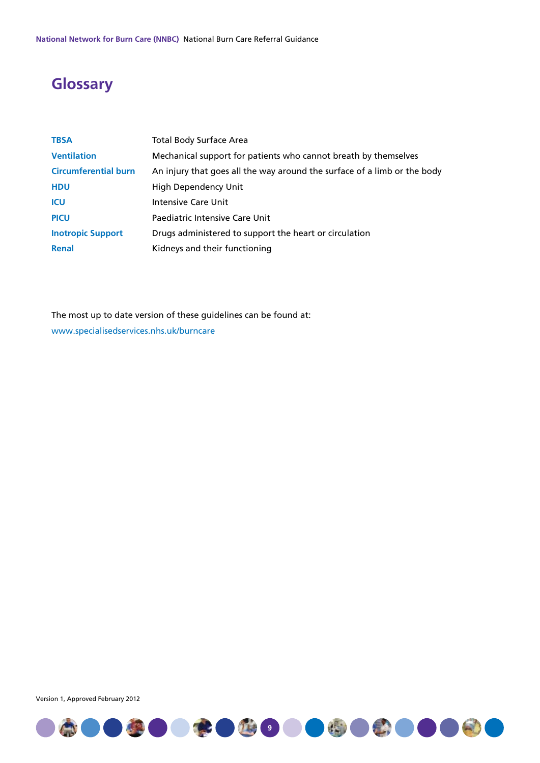# Glossary

| | |
|---|---|
| **TBSA** | Total Body Surface Area |
| **Ventilation** | Mechanical support for patients who cannot breath by themselves |
| **Circumferential burn** | An injury that goes all the way around the surface of a limb or the body |
| **HDU** | High Dependency Unit |
| **ICU** | Intensive Care Unit |
| **PICU** | Paediatric Intensive Care Unit |
| **Inotropic Support** | Drugs administered to support the heart or circulation |
| **Renal** | Kidneys and their functioning |

The most up to date version of these guidelines can be found at:
www.specialisedservices.nhs.uk/burncare

Version 1, Approved February 2012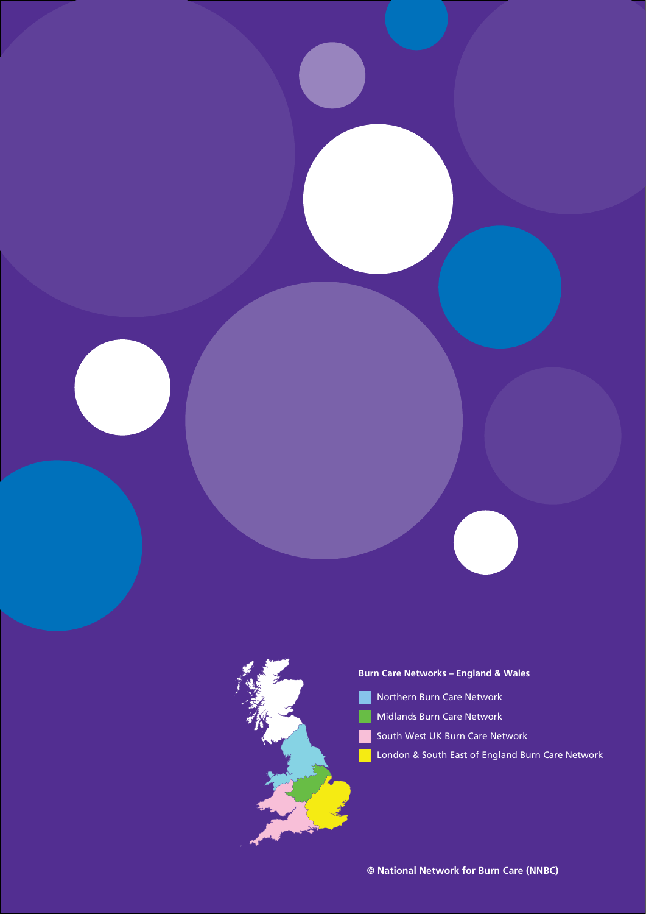**Burn Care Networks – England & Wales**

- Northern Burn Care Network
- Midlands Burn Care Network
- South West UK Burn Care Network
- London & South East of England Burn Care Network

**© National Network for Burn Care (NNBC)**